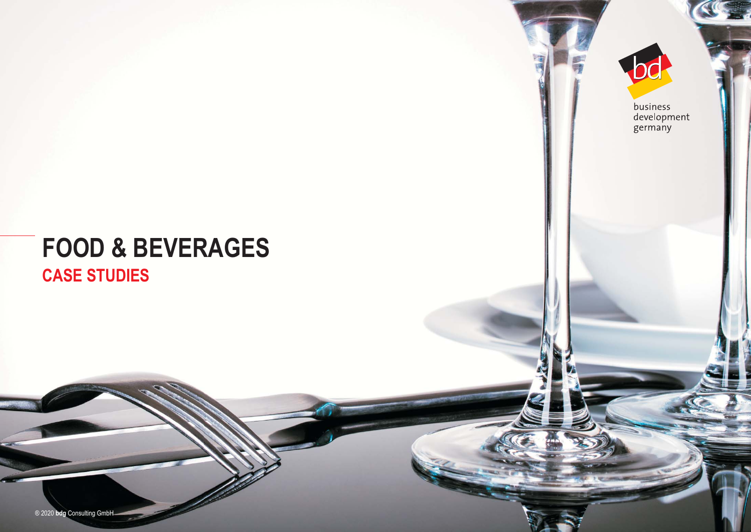business
development
germany

# FOOD & BEVERAGES

## CASE STUDIES

® 2020 **bdg** Consulting GmbH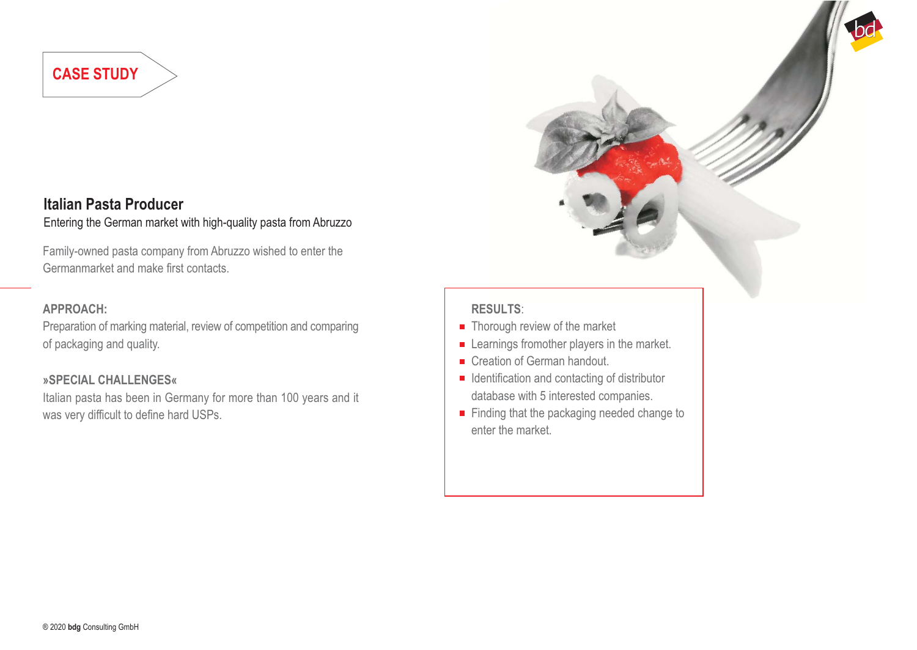CASE STUDY

## Italian Pasta Producer

Entering the German market with high-quality pasta from Abruzzo

Family-owned pasta company from Abruzzo wished to enter the Germanmarket and make first contacts.

**APPROACH:**

Preparation of marking material, review of competition and comparing of packaging and quality.

**»SPECIAL CHALLENGES«**

Italian pasta has been in Germany for more than 100 years and it was very difficult to define hard USPs.

**RESULTS**:

- Thorough review of the market
- Learnings fromother players in the market.
- Creation of German handout.
- Identification and contacting of distributor database with 5 interested companies.
- Finding that the packaging needed change to enter the market.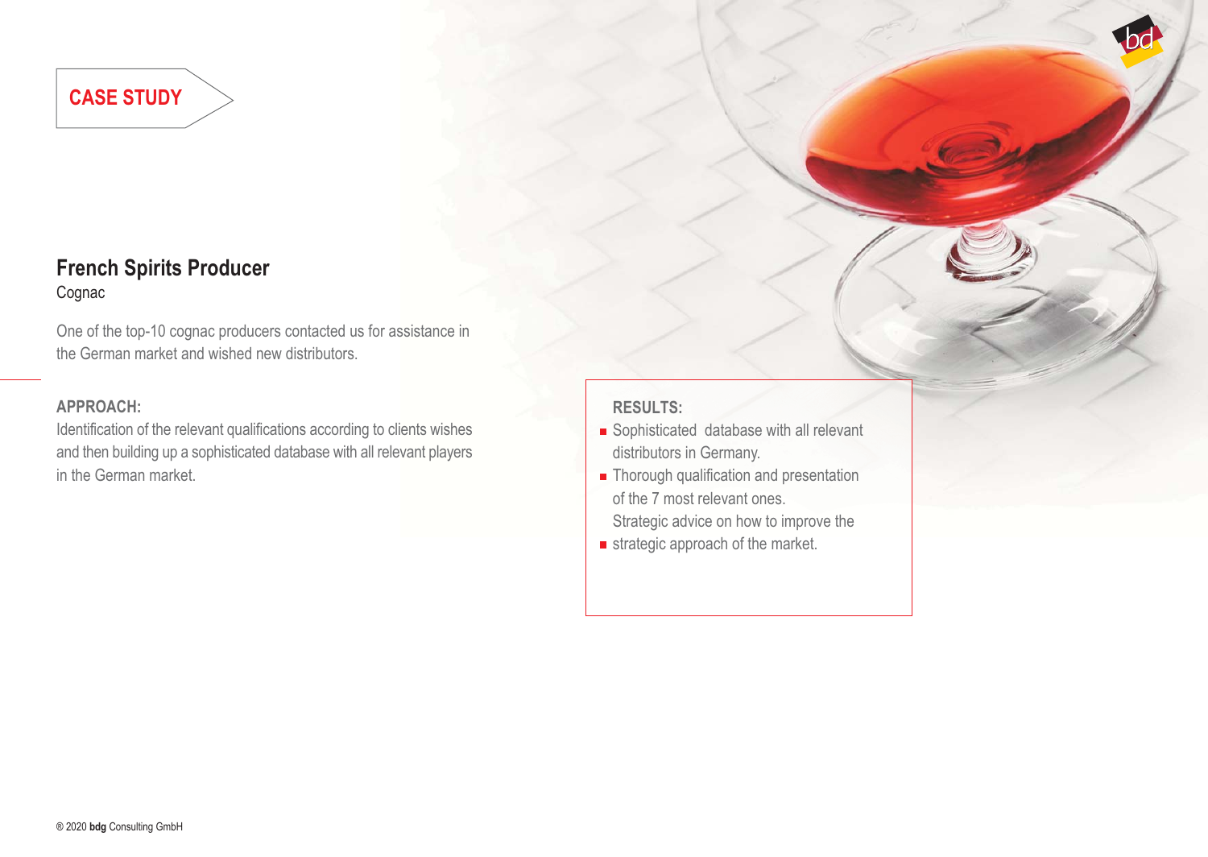**CASE STUDY**

## French Spirits Producer

Cognac

One of the top-10 cognac producers contacted us for assistance in the German market and wished new distributors.

**APPROACH:**

Identification of the relevant qualifications according to clients wishes and then building up a sophisticated database with all relevant players in the German market.

**RESULTS:**

- Sophisticated database with all relevant distributors in Germany.
- Thorough qualification and presentation of the 7 most relevant ones.
- Strategic advice on how to improve the strategic approach of the market.

© 2020 **bdg** Consulting GmbH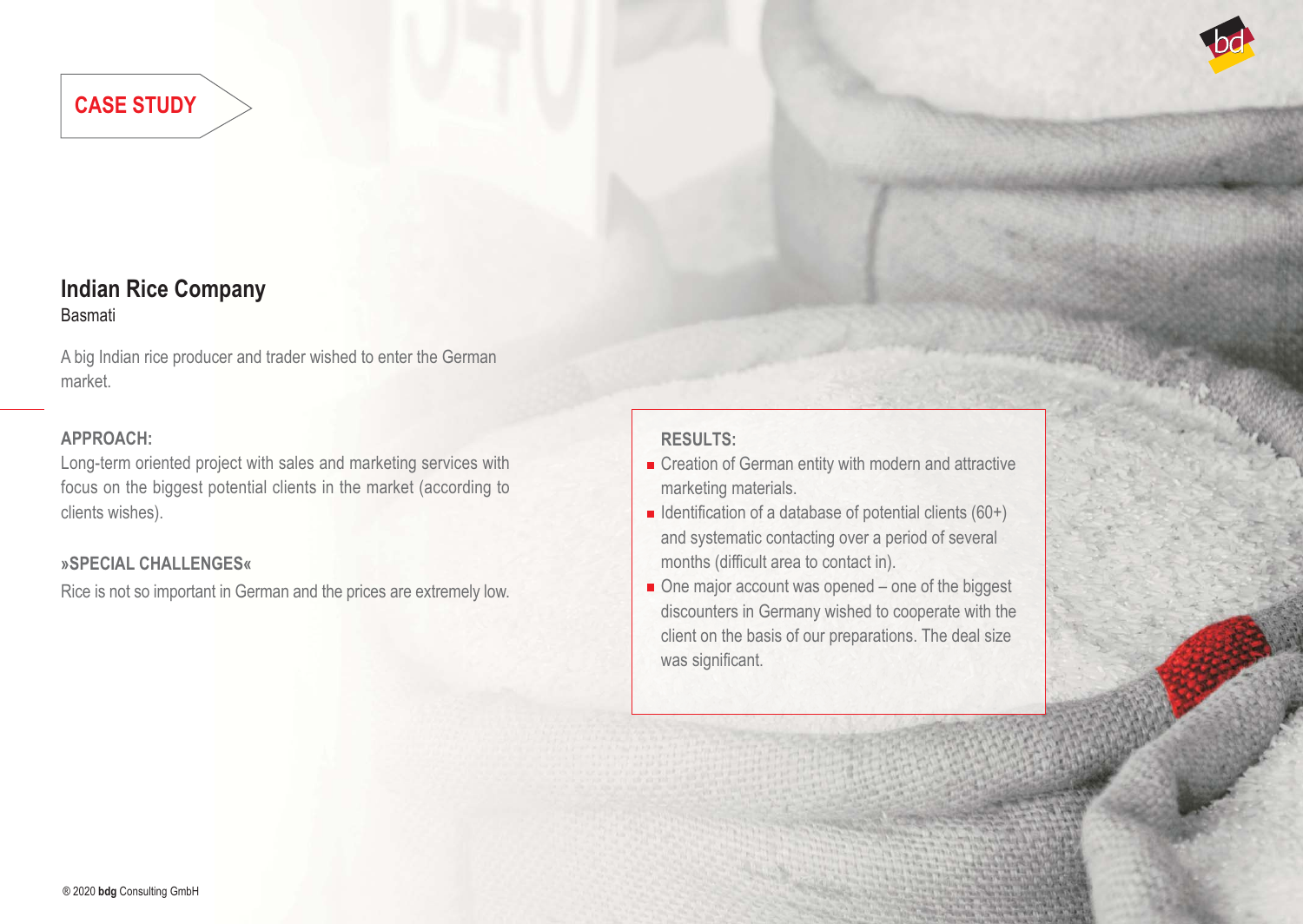**CASE STUDY**

## Indian Rice Company

Basmati

A big Indian rice producer and trader wished to enter the German market.

### APPROACH:

Long-term oriented project with sales and marketing services with focus on the biggest potential clients in the market (according to clients wishes).

### »SPECIAL CHALLENGES«

Rice is not so important in German and the prices are extremely low.

### RESULTS:

- Creation of German entity with modern and attractive marketing materials.
- Identification of a database of potential clients (60+) and systematic contacting over a period of several months (difficult area to contact in).
- One major account was opened – one of the biggest discounters in Germany wished to cooperate with the client on the basis of our preparations. The deal size was significant.

® 2020 **bdg** Consulting GmbH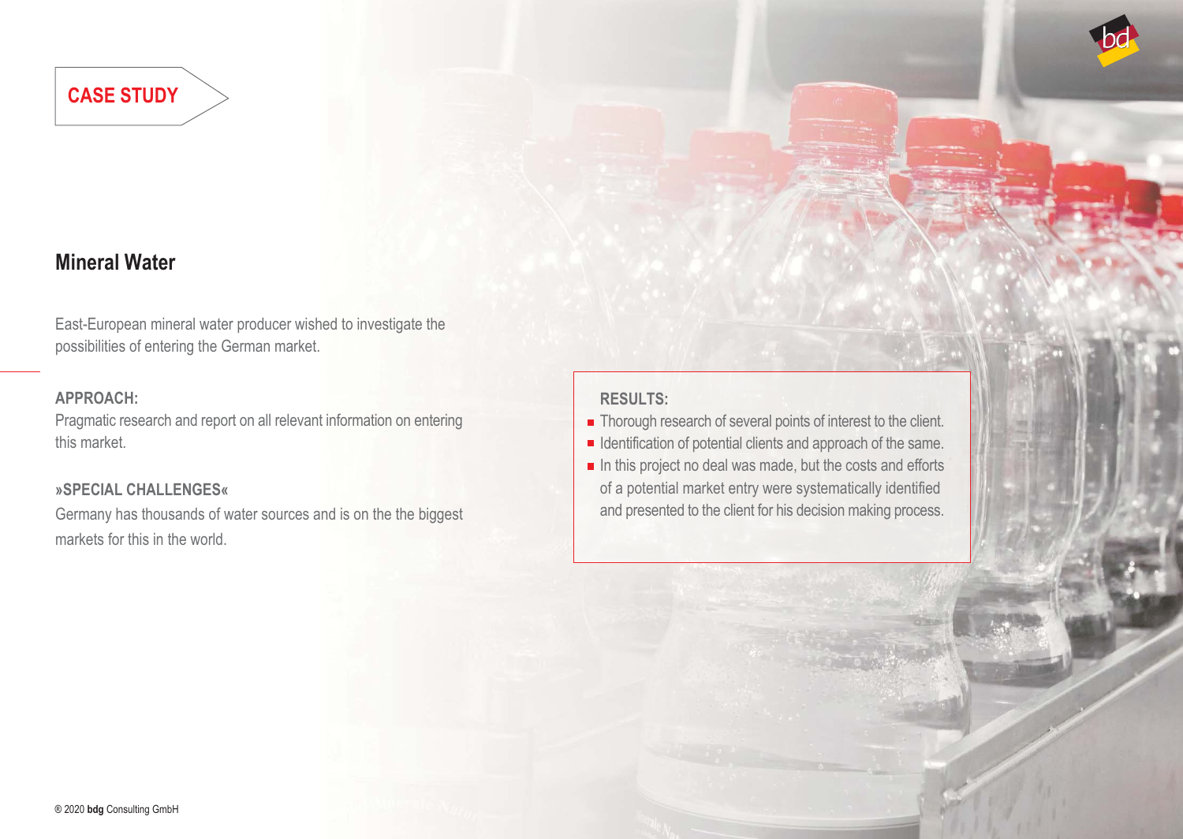**CASE STUDY**

## Mineral Water

East-European mineral water producer wished to investigate the possibilities of entering the German market.

**APPROACH:**

Pragmatic research and report on all relevant information on entering this market.

**»SPECIAL CHALLENGES«**

Germany has thousands of water sources and is on the the biggest markets for this in the world.

**RESULTS:**

- Thorough research of several points of interest to the client.
- Identification of potential clients and approach of the same.
- In this project no deal was made, but the costs and efforts of a potential market entry were systematically identified and presented to the client for his decision making process.

® 2020 **bdg** Consulting GmbH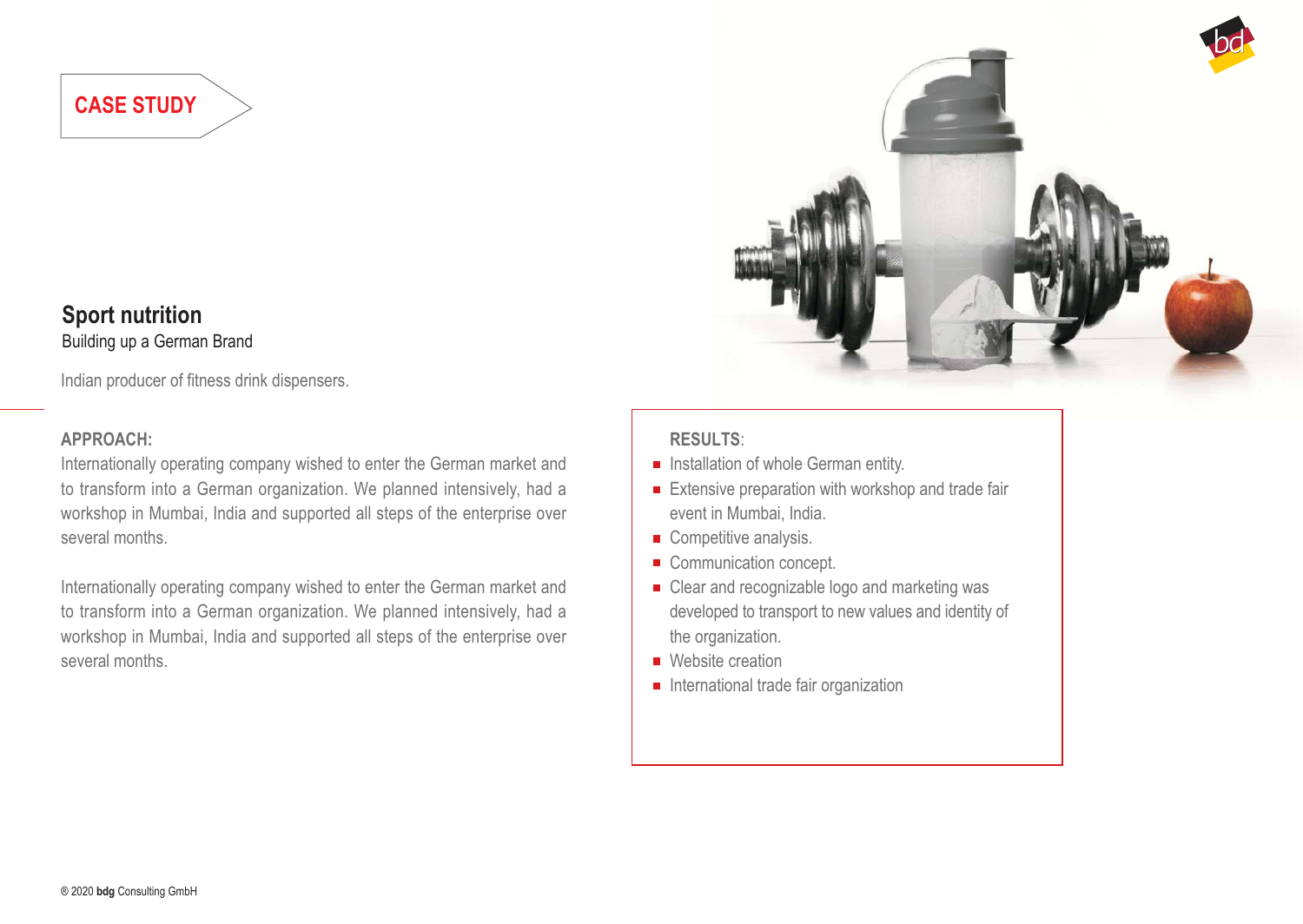**CASE STUDY**

## Sport nutrition

Building up a German Brand

Indian producer of fitness drink dispensers.

**APPROACH:**

Internationally operating company wished to enter the German market and to transform into a German organization. We planned intensively, had a workshop in Mumbai, India and supported all steps of the enterprise over several months.

Internationally operating company wished to enter the German market and to transform into a German organization. We planned intensively, had a workshop in Mumbai, India and supported all steps of the enterprise over several months.

**RESULTS**:

- Installation of whole German entity.
- Extensive preparation with workshop and trade fair event in Mumbai, India.
- Competitive analysis.
- Communication concept.
- Clear and recognizable logo and marketing was developed to transport to new values and identity of the organization.
- Website creation
- International trade fair organization

® 2020 **bdg** Consulting GmbH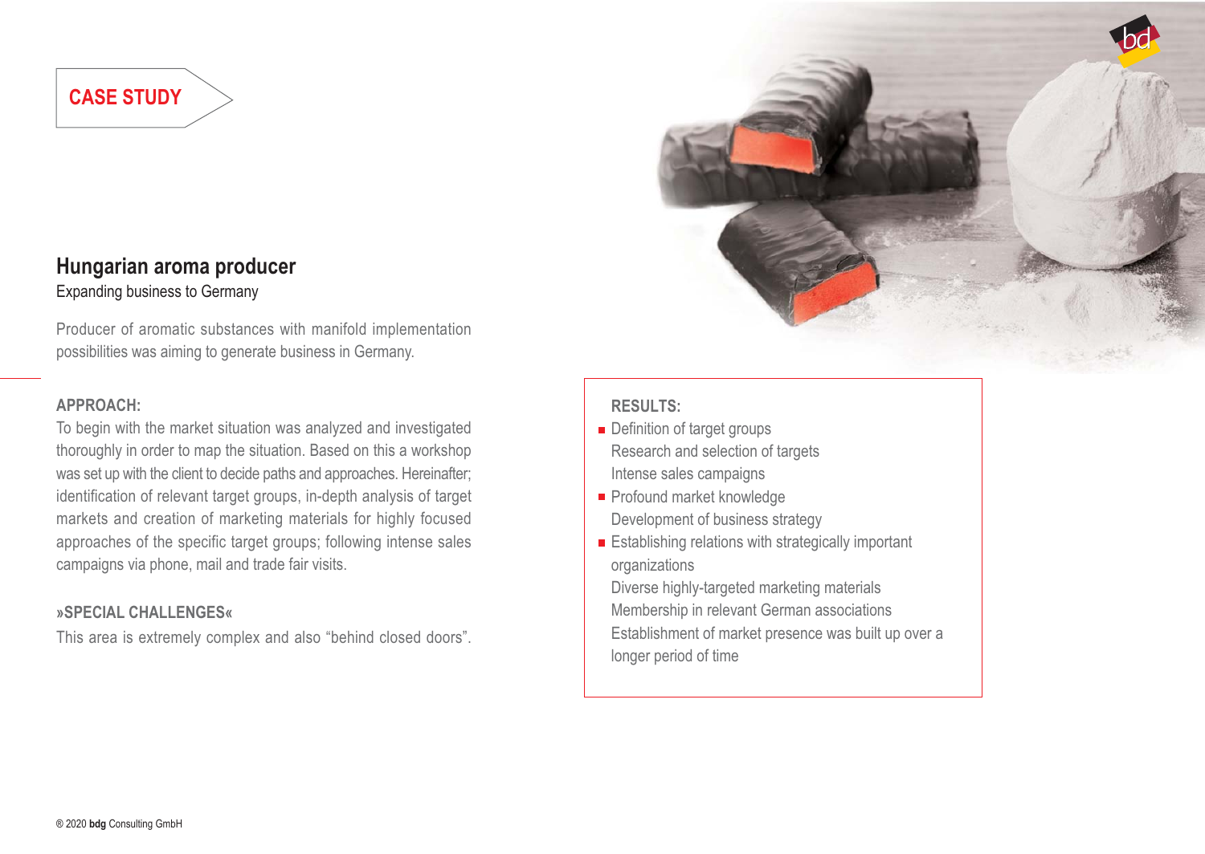CASE STUDY

## Hungarian aroma producer

Expanding business to Germany

Producer of aromatic substances with manifold implementation possibilities was aiming to generate business in Germany.

### APPROACH:

To begin with the market situation was analyzed and investigated thoroughly in order to map the situation. Based on this a workshop was set up with the client to decide paths and approaches. Hereinafter; identification of relevant target groups, in-depth analysis of target markets and creation of marketing materials for highly focused approaches of the specific target groups; following intense sales campaigns via phone, mail and trade fair visits.

### »SPECIAL CHALLENGES«

This area is extremely complex and also “behind closed doors”.

### RESULTS:

- Definition of target groups
  Research and selection of targets
  Intense sales campaigns
- Profound market knowledge
  Development of business strategy
- Establishing relations with strategically important organizations
  Diverse highly-targeted marketing materials
  Membership in relevant German associations
  Establishment of market presence was built up over a longer period of time

® 2020 **bdg** Consulting GmbH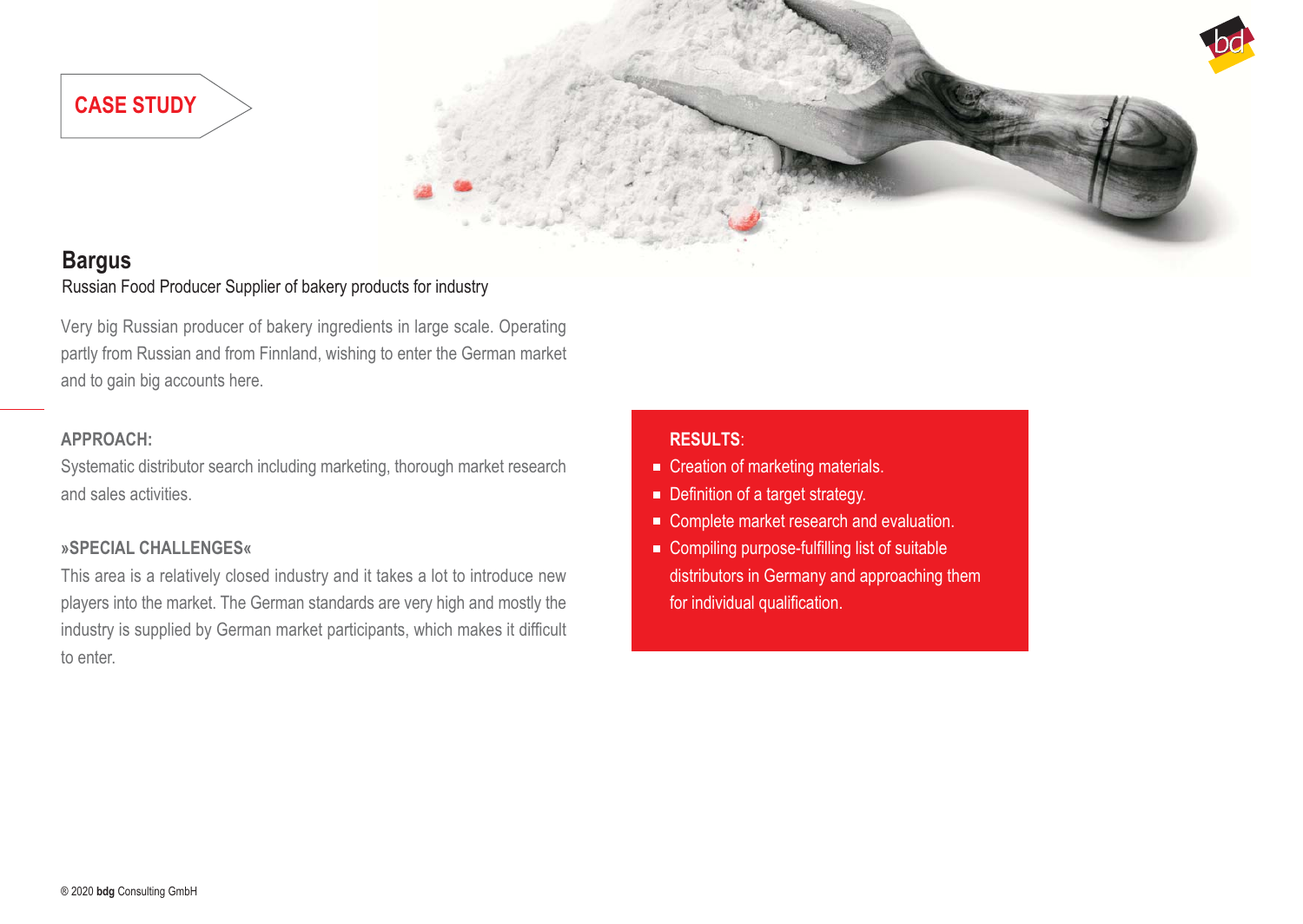**CASE STUDY**

## Bargus

Russian Food Producer Supplier of bakery products for industry

Very big Russian producer of bakery ingredients in large scale. Operating partly from Russian and from Finnland, wishing to enter the German market and to gain big accounts here.

### APPROACH:

Systematic distributor search including marketing, thorough market research and sales activities.

### »SPECIAL CHALLENGES«

This area is a relatively closed industry and it takes a lot to introduce new players into the market. The German standards are very high and mostly the industry is supplied by German market participants, which makes it difficult to enter.

### RESULTS:

- Creation of marketing materials.
- Definition of a target strategy.
- Complete market research and evaluation.
- Compiling purpose-fulfilling list of suitable distributors in Germany and approaching them for individual qualification.

® 2020 **bdg** Consulting GmbH